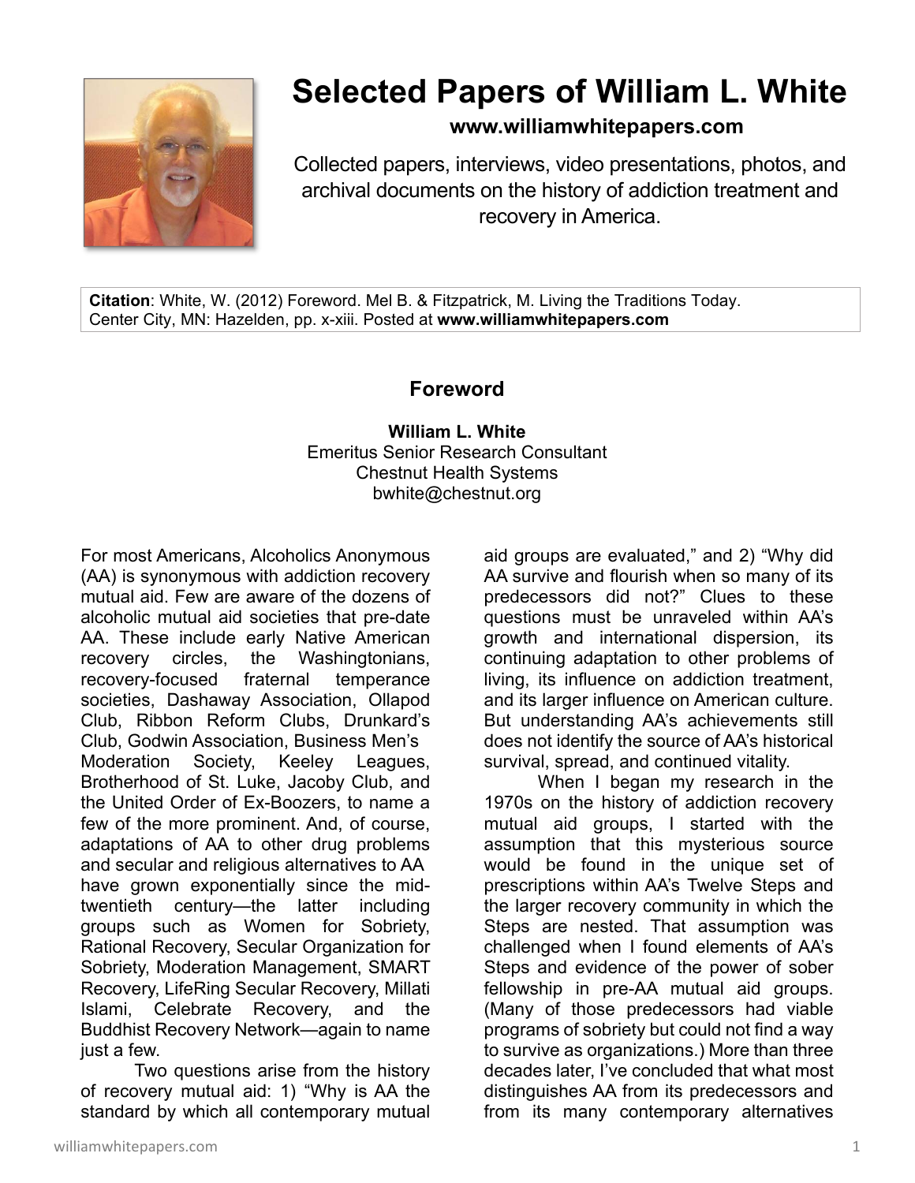# Selected Papers of William L. White

**www.williamwhitepapers.com**

Collected papers, interviews, video presentations, photos, and archival documents on the history of addiction treatment and recovery in America.

**Citation**: White, W. (2012) Foreword. Mel B. & Fitzpatrick, M. Living the Traditions Today. Center City, MN: Hazelden, pp. x-xiii. Posted at **www.williamwhitepapers.com**

## Foreword

**William L. White**
Emeritus Senior Research Consultant
Chestnut Health Systems
bwhite@chestnut.org

For most Americans, Alcoholics Anonymous (AA) is synonymous with addiction recovery mutual aid. Few are aware of the dozens of alcoholic mutual aid societies that pre-date AA. These include early Native American recovery circles, the Washingtonians, recovery-focused fraternal temperance societies, Dashaway Association, Ollapod Club, Ribbon Reform Clubs, Drunkard's Club, Godwin Association, Business Men's Moderation Society, Keeley Leagues, Brotherhood of St. Luke, Jacoby Club, and the United Order of Ex-Boozers, to name a few of the more prominent. And, of course, adaptations of AA to other drug problems and secular and religious alternatives to AA have grown exponentially since the mid-twentieth century—the latter including groups such as Women for Sobriety, Rational Recovery, Secular Organization for Sobriety, Moderation Management, SMART Recovery, LifeRing Secular Recovery, Millati Islami, Celebrate Recovery, and the Buddhist Recovery Network—again to name just a few.

Two questions arise from the history of recovery mutual aid: 1) "Why is AA the standard by which all contemporary mutual aid groups are evaluated," and 2) "Why did AA survive and flourish when so many of its predecessors did not?" Clues to these questions must be unraveled within AA's growth and international dispersion, its continuing adaptation to other problems of living, its influence on addiction treatment, and its larger influence on American culture. But understanding AA's achievements still does not identify the source of AA's historical survival, spread, and continued vitality.

When I began my research in the 1970s on the history of addiction recovery mutual aid groups, I started with the assumption that this mysterious source would be found in the unique set of prescriptions within AA's Twelve Steps and the larger recovery community in which the Steps are nested. That assumption was challenged when I found elements of AA's Steps and evidence of the power of sober fellowship in pre-AA mutual aid groups. (Many of those predecessors had viable programs of sobriety but could not find a way to survive as organizations.) More than three decades later, I've concluded that what most distinguishes AA from its predecessors and from its many contemporary alternatives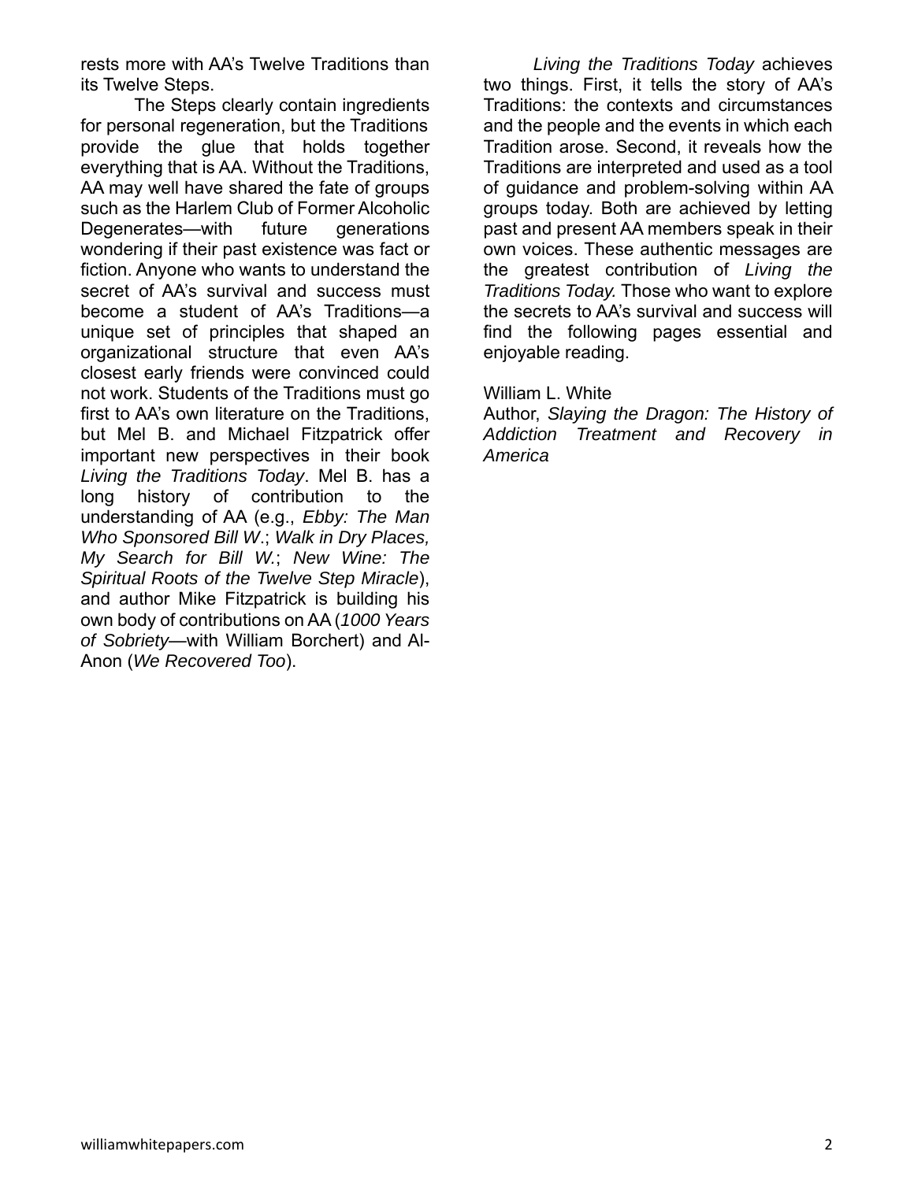rests more with AA's Twelve Traditions than its Twelve Steps.

The Steps clearly contain ingredients for personal regeneration, but the Traditions provide the glue that holds together everything that is AA. Without the Traditions, AA may well have shared the fate of groups such as the Harlem Club of Former Alcoholic Degenerates—with future generations wondering if their past existence was fact or fiction. Anyone who wants to understand the secret of AA's survival and success must become a student of AA's Traditions—a unique set of principles that shaped an organizational structure that even AA's closest early friends were convinced could not work. Students of the Traditions must go first to AA's own literature on the Traditions, but Mel B. and Michael Fitzpatrick offer important new perspectives in their book *Living the Traditions Today*. Mel B. has a long history of contribution to the understanding of AA (e.g., *Ebby: The Man Who Sponsored Bill W*.; *Walk in Dry Places, My Search for Bill W.*; *New Wine: The Spiritual Roots of the Twelve Step Miracle*), and author Mike Fitzpatrick is building his own body of contributions on AA (*1000 Years of Sobriety*—with William Borchert) and Al-Anon (*We Recovered Too*).

*Living the Traditions Today* achieves two things. First, it tells the story of AA's Traditions: the contexts and circumstances and the people and the events in which each Tradition arose. Second, it reveals how the Traditions are interpreted and used as a tool of guidance and problem-solving within AA groups today. Both are achieved by letting past and present AA members speak in their own voices. These authentic messages are the greatest contribution of *Living the Traditions Today.* Those who want to explore the secrets to AA's survival and success will find the following pages essential and enjoyable reading.

William L. White
Author, *Slaying the Dragon: The History of Addiction Treatment and Recovery in America*